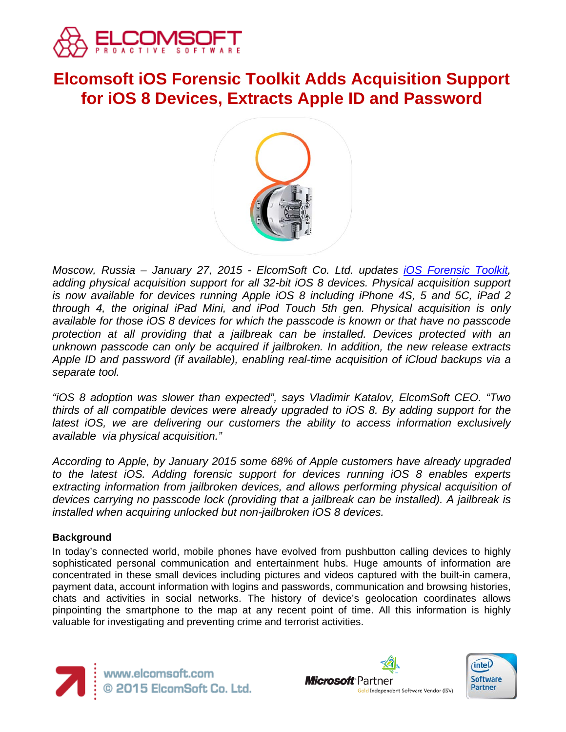# Elcomsoft iOS Forensic Toolkit Adds Acquisition Support for iOS 8 Devices, Extracts Apple ID and Password

*Moscow, Russia – January 27, 2015 - ElcomSoft Co. Ltd. updates [iOS Forensic Toolkit](), adding physical acquisition support for all 32-bit iOS 8 devices. Physical acquisition support is now available for devices running Apple iOS 8 including iPhone 4S, 5 and 5C, iPad 2 through 4, the original iPad Mini, and iPod Touch 5th gen. Physical acquisition is only available for those iOS 8 devices for which the passcode is known or that have no passcode protection at all providing that a jailbreak can be installed. Devices protected with an unknown passcode can only be acquired if jailbroken. In addition, the new release extracts Apple ID and password (if available), enabling real-time acquisition of iCloud backups via a separate tool.*

*"iOS 8 adoption was slower than expected", says Vladimir Katalov, ElcomSoft CEO. "Two thirds of all compatible devices were already upgraded to iOS 8. By adding support for the latest iOS, we are delivering our customers the ability to access information exclusively available via physical acquisition."*

*According to Apple, by January 2015 some 68% of Apple customers have already upgraded to the latest iOS. Adding forensic support for devices running iOS 8 enables experts extracting information from jailbroken devices, and allows performing physical acquisition of devices carrying no passcode lock (providing that a jailbreak can be installed). A jailbreak is installed when acquiring unlocked but non-jailbroken iOS 8 devices.*

**Background**

In today's connected world, mobile phones have evolved from pushbutton calling devices to highly sophisticated personal communication and entertainment hubs. Huge amounts of information are concentrated in these small devices including pictures and videos captured with the built-in camera, payment data, account information with logins and passwords, communication and browsing histories, chats and activities in social networks. The history of device's geolocation coordinates allows pinpointing the smartphone to the map at any recent point of time. All this information is highly valuable for investigating and preventing crime and terrorist activities.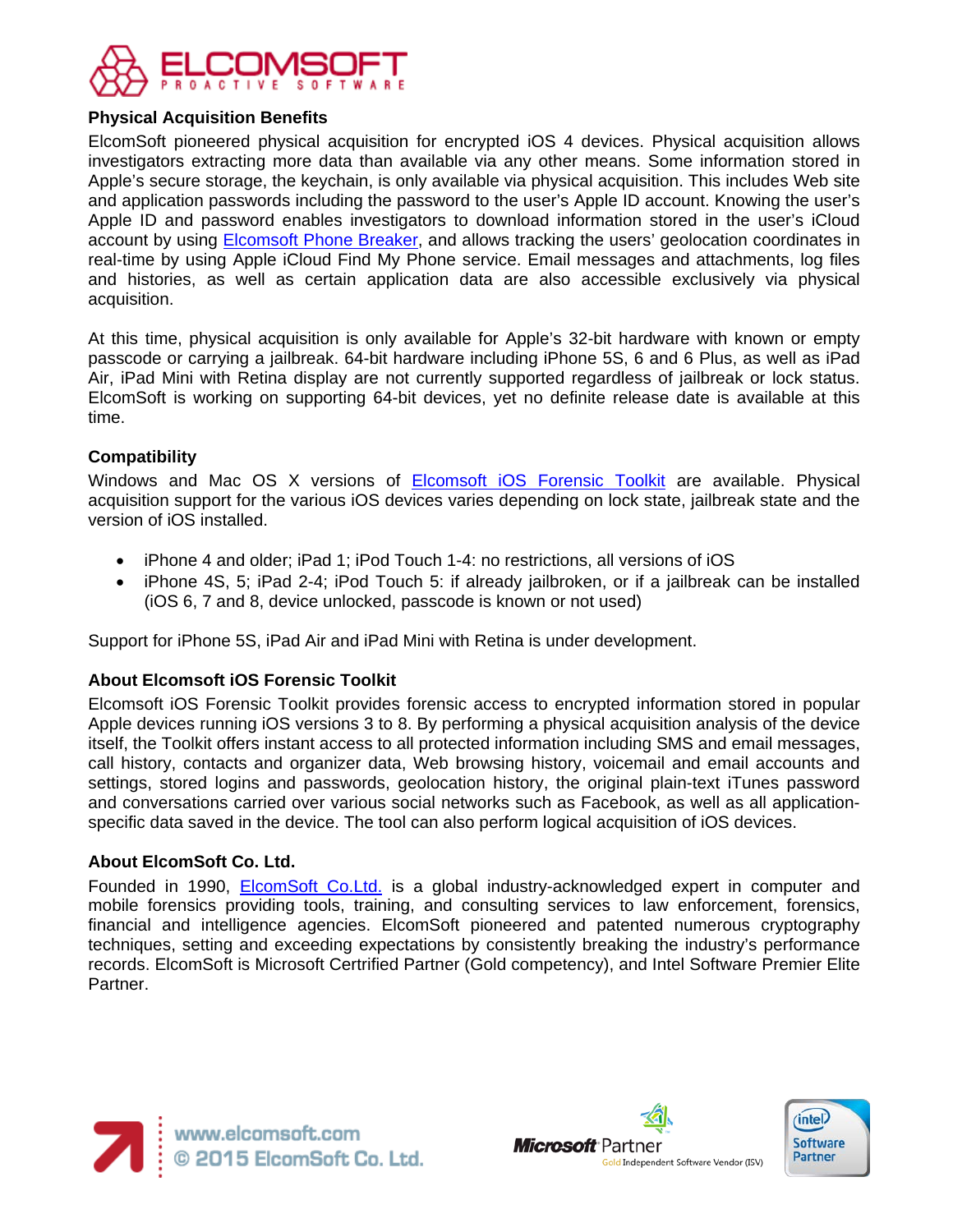## Physical Acquisition Benefits

ElcomSoft pioneered physical acquisition for encrypted iOS 4 devices. Physical acquisition allows investigators extracting more data than available via any other means. Some information stored in Apple's secure storage, the keychain, is only available via physical acquisition. This includes Web site and application passwords including the password to the user's Apple ID account. Knowing the user's Apple ID and password enables investigators to download information stored in the user's iCloud account by using Elcomsoft Phone Breaker, and allows tracking the users' geolocation coordinates in real-time by using Apple iCloud Find My Phone service. Email messages and attachments, log files and histories, as well as certain application data are also accessible exclusively via physical acquisition.

At this time, physical acquisition is only available for Apple's 32-bit hardware with known or empty passcode or carrying a jailbreak. 64-bit hardware including iPhone 5S, 6 and 6 Plus, as well as iPad Air, iPad Mini with Retina display are not currently supported regardless of jailbreak or lock status. ElcomSoft is working on supporting 64-bit devices, yet no definite release date is available at this time.

## Compatibility

Windows and Mac OS X versions of Elcomsoft iOS Forensic Toolkit are available. Physical acquisition support for the various iOS devices varies depending on lock state, jailbreak state and the version of iOS installed.

- iPhone 4 and older; iPad 1; iPod Touch 1-4: no restrictions, all versions of iOS
- iPhone 4S, 5; iPad 2-4; iPod Touch 5: if already jailbroken, or if a jailbreak can be installed (iOS 6, 7 and 8, device unlocked, passcode is known or not used)

Support for iPhone 5S, iPad Air and iPad Mini with Retina is under development.

## About Elcomsoft iOS Forensic Toolkit

Elcomsoft iOS Forensic Toolkit provides forensic access to encrypted information stored in popular Apple devices running iOS versions 3 to 8. By performing a physical acquisition analysis of the device itself, the Toolkit offers instant access to all protected information including SMS and email messages, call history, contacts and organizer data, Web browsing history, voicemail and email accounts and settings, stored logins and passwords, geolocation history, the original plain-text iTunes password and conversations carried over various social networks such as Facebook, as well as all application-specific data saved in the device. The tool can also perform logical acquisition of iOS devices.

## About ElcomSoft Co. Ltd.

Founded in 1990, ElcomSoft Co.Ltd. is a global industry-acknowledged expert in computer and mobile forensics providing tools, training, and consulting services to law enforcement, forensics, financial and intelligence agencies. ElcomSoft pioneered and patented numerous cryptography techniques, setting and exceeding expectations by consistently breaking the industry's performance records. ElcomSoft is Microsoft Certrified Partner (Gold competency), and Intel Software Premier Elite Partner.

www.elcomsoft.com
© 2015 ElcomSoft Co. Ltd.

Microsoft Partner
Gold Independent Software Vendor (ISV)

intel Software Partner